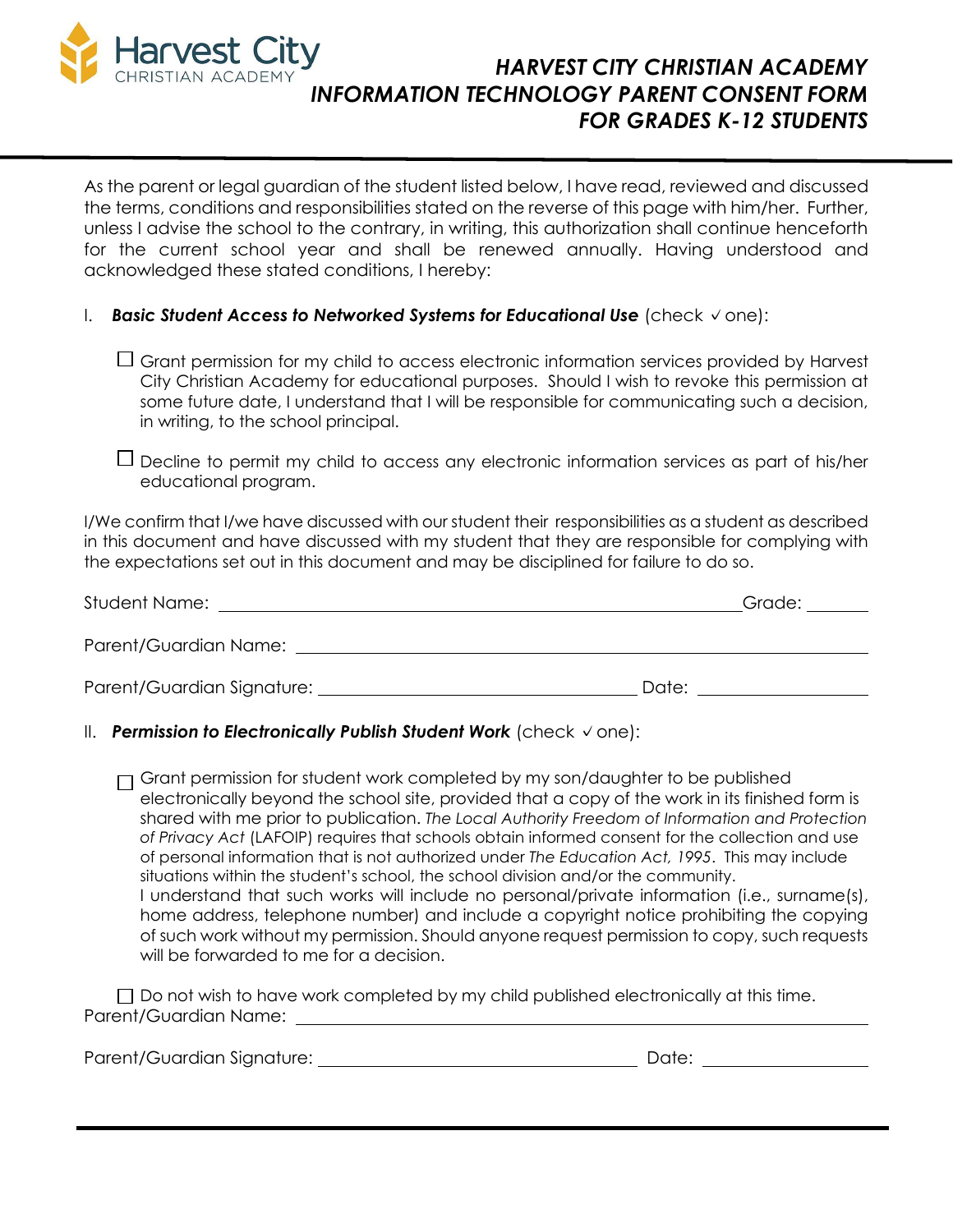Harvest City
CHRISTIAN ACADEMY

# *HARVEST CITY CHRISTIAN ACADEMY*
# *INFORMATION TECHNOLOGY PARENT CONSENT FORM*
# *FOR GRADES K-12 STUDENTS*

As the parent or legal guardian of the student listed below, I have read, reviewed and discussed the terms, conditions and responsibilities stated on the reverse of this page with him/her. Further, unless I advise the school to the contrary, in writing, this authorization shall continue henceforth for the current school year and shall be renewed annually. Having understood and acknowledged these stated conditions, I hereby:

I. ***Basic Student Access to Networked Systems for Educational Use*** (check ✓ one):

☐ Grant permission for my child to access electronic information services provided by Harvest City Christian Academy for educational purposes. Should I wish to revoke this permission at some future date, I understand that I will be responsible for communicating such a decision, in writing, to the school principal.

☐ Decline to permit my child to access any electronic information services as part of his/her educational program.

I/We confirm that I/we have discussed with our student their responsibilities as a student as described in this document and have discussed with my student that they are responsible for complying with the expectations set out in this document and may be disciplined for failure to do so.

Student Name: ______________________________ Grade: ________

Parent/Guardian Name: ______________________________

Parent/Guardian Signature: ______________________________ Date: ______________

II. ***Permission to Electronically Publish Student Work*** (check ✓ one):

☐ Grant permission for student work completed by my son/daughter to be published electronically beyond the school site, provided that a copy of the work in its finished form is shared with me prior to publication. *The Local Authority Freedom of Information and Protection of Privacy Act* (LAFOIP) requires that schools obtain informed consent for the collection and use of personal information that is not authorized under *The Education Act, 1995*. This may include situations within the student's school, the school division and/or the community.
I understand that such works will include no personal/private information (i.e., surname(s), home address, telephone number) and include a copyright notice prohibiting the copying of such work without my permission. Should anyone request permission to copy, such requests will be forwarded to me for a decision.

☐ Do not wish to have work completed by my child published electronically at this time.

Parent/Guardian Name: ______________________________

Parent/Guardian Signature: ______________________________ Date: ______________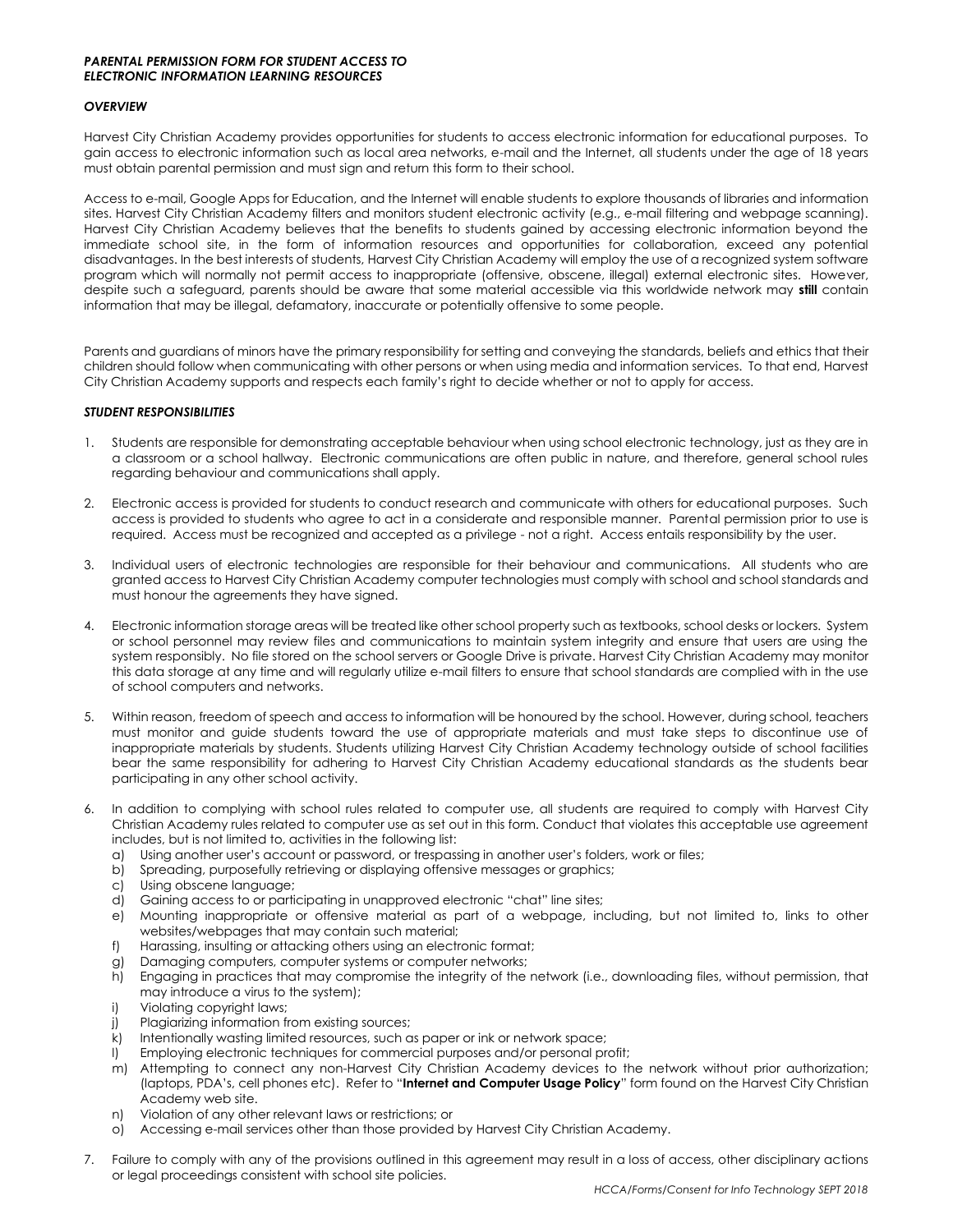***PARENTAL PERMISSION FORM FOR STUDENT ACCESS TO ELECTRONIC INFORMATION LEARNING RESOURCES***

***OVERVIEW***

Harvest City Christian Academy provides opportunities for students to access electronic information for educational purposes. To gain access to electronic information such as local area networks, e-mail and the Internet, all students under the age of 18 years must obtain parental permission and must sign and return this form to their school.

Access to e-mail, Google Apps for Education, and the Internet will enable students to explore thousands of libraries and information sites. Harvest City Christian Academy filters and monitors student electronic activity (e.g., e-mail filtering and webpage scanning). Harvest City Christian Academy believes that the benefits to students gained by accessing electronic information beyond the immediate school site, in the form of information resources and opportunities for collaboration, exceed any potential disadvantages. In the best interests of students, Harvest City Christian Academy will employ the use of a recognized system software program which will normally not permit access to inappropriate (offensive, obscene, illegal) external electronic sites. However, despite such a safeguard, parents should be aware that some material accessible via this worldwide network may **still** contain information that may be illegal, defamatory, inaccurate or potentially offensive to some people.

Parents and guardians of minors have the primary responsibility for setting and conveying the standards, beliefs and ethics that their children should follow when communicating with other persons or when using media and information services. To that end, Harvest City Christian Academy supports and respects each family's right to decide whether or not to apply for access.

***STUDENT RESPONSIBILITIES***

1. Students are responsible for demonstrating acceptable behaviour when using school electronic technology, just as they are in a classroom or a school hallway. Electronic communications are often public in nature, and therefore, general school rules regarding behaviour and communications shall apply.

2. Electronic access is provided for students to conduct research and communicate with others for educational purposes. Such access is provided to students who agree to act in a considerate and responsible manner. Parental permission prior to use is required. Access must be recognized and accepted as a privilege - not a right. Access entails responsibility by the user.

3. Individual users of electronic technologies are responsible for their behaviour and communications. All students who are granted access to Harvest City Christian Academy computer technologies must comply with school and school standards and must honour the agreements they have signed.

4. Electronic information storage areas will be treated like other school property such as textbooks, school desks or lockers. System or school personnel may review files and communications to maintain system integrity and ensure that users are using the system responsibly. No file stored on the school servers or Google Drive is private. Harvest City Christian Academy may monitor this data storage at any time and will regularly utilize e-mail filters to ensure that school standards are complied with in the use of school computers and networks.

5. Within reason, freedom of speech and access to information will be honoured by the school. However, during school, teachers must monitor and guide students toward the use of appropriate materials and must take steps to discontinue use of inappropriate materials by students. Students utilizing Harvest City Christian Academy technology outside of school facilities bear the same responsibility for adhering to Harvest City Christian Academy educational standards as the students bear participating in any other school activity.

6. In addition to complying with school rules related to computer use, all students are required to comply with Harvest City Christian Academy rules related to computer use as set out in this form. Conduct that violates this acceptable use agreement includes, but is not limited to, activities in the following list:
   a) Using another user's account or password, or trespassing in another user's folders, work or files;
   b) Spreading, purposefully retrieving or displaying offensive messages or graphics;
   c) Using obscene language;
   d) Gaining access to or participating in unapproved electronic "chat" line sites;
   e) Mounting inappropriate or offensive material as part of a webpage, including, but not limited to, links to other websites/webpages that may contain such material;
   f) Harassing, insulting or attacking others using an electronic format;
   g) Damaging computers, computer systems or computer networks;
   h) Engaging in practices that may compromise the integrity of the network (i.e., downloading files, without permission, that may introduce a virus to the system);
   i) Violating copyright laws;
   j) Plagiarizing information from existing sources;
   k) Intentionally wasting limited resources, such as paper or ink or network space;
   l) Employing electronic techniques for commercial purposes and/or personal profit;
   m) Attempting to connect any non-Harvest City Christian Academy devices to the network without prior authorization; (laptops, PDA's, cell phones etc). Refer to "**Internet and Computer Usage Policy**" form found on the Harvest City Christian Academy web site.
   n) Violation of any other relevant laws or restrictions; or
   o) Accessing e-mail services other than those provided by Harvest City Christian Academy.

7. Failure to comply with any of the provisions outlined in this agreement may result in a loss of access, other disciplinary actions or legal proceedings consistent with school site policies.

*HCCA/Forms/Consent for Info Technology SEPT 2018*